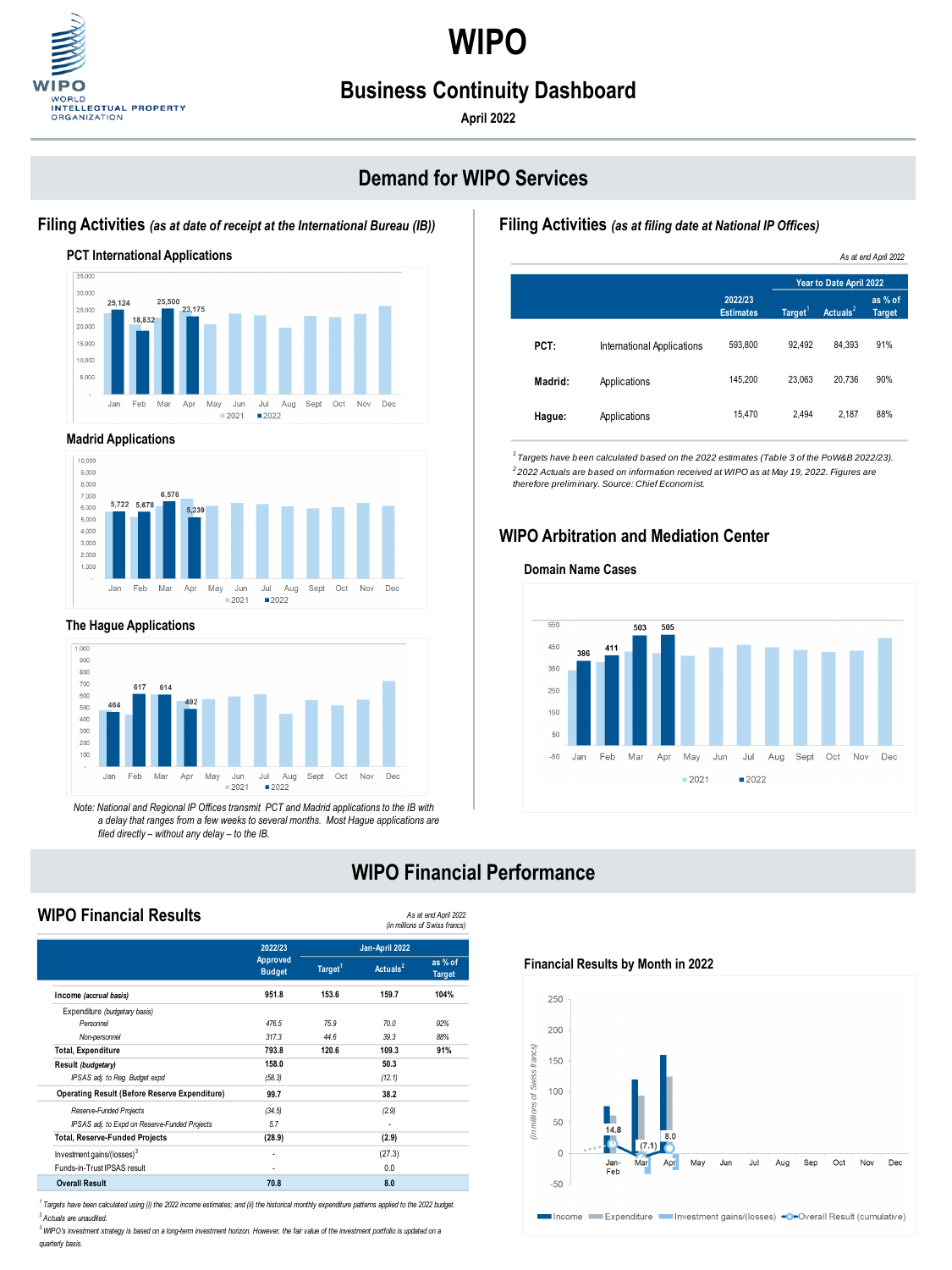# WIPO

## Business Continuity Dashboard

**April 2022**

## Demand for WIPO Services

### Filing Activities *(as at date of receipt at the International Bureau (IB))*

#### PCT International Applications

Jan: 25,124; Feb: 18,832; Mar: 25,500; Apr: 23,175 (2022)

#### Madrid Applications

Jan: 5,722; Feb: 5,678; Mar: 6,576; Apr: 5,239 (2022)

#### The Hague Applications

Jan: 464; Feb: 617; Mar: 614; Apr: 492 (2022)

*Note: National and Regional IP Offices transmit PCT and Madrid applications to the IB with a delay that ranges from a few weeks to several months. Most Hague applications are filed directly – without any delay – to the IB.*

### Filing Activities *(as at filing date at National IP Offices)*

*As at end April 2022*

| | | 2022/23 Estimates | Year to Date April 2022 | | |
|---|---|---|---|---|---|
| | | | Target[1] | Actuals[2] | as % of Target |
| **PCT:** | International Applications | 593,800 | 92,492 | 84,393 | 91% |
| **Madrid:** | Applications | 145,200 | 23,063 | 20,736 | 90% |
| **Hague:** | Applications | 15,470 | 2,494 | 2,187 | 88% |

*[1] Targets have been calculated based on the 2022 estimates (Table 3 of the PoW&B 2022/23).*
*[2] 2022 Actuals are based on information received at WIPO as at May 19, 2022. Figures are therefore preliminary. Source: Chief Economist.*

### WIPO Arbitration and Mediation Center

#### Domain Name Cases

Jan: 386; Feb: 411; Mar: 503; Apr: 505 (2022)

## WIPO Financial Performance

### WIPO Financial Results

*As at end April 2022*
*(in millions of Swiss francs)*

| | 2022/23 Approved Budget | Jan-April 2022 | | |
|---|---|---|---|---|
| | | Target[1] | Actuals[2] | as % of Target |
| **Income** *(accrual basis)* | 951.8 | 153.6 | 159.7 | 104% |
| Expenditure *(budgetary basis)* | | | | |
| *Personnel* | *476.5* | *75.9* | *70.0* | *92%* |
| *Non-personnel* | *317.3* | *44.6* | *39.3* | *88%* |
| **Total, Expenditure** | 793.8 | 120.6 | 109.3 | 91% |
| **Result** *(budgetary)* | 158.0 | | 50.3 | |
| *IPSAS adj. to Reg. Budget expd* | *(58.3)* | | *(12.1)* | |
| **Operating Result (Before Reserve Expenditure)** | 99.7 | | 38.2 | |
| *Reserve-Funded Projects* | *(34.5)* | | *(2.9)* | |
| *IPSAS adj. to Expd on Reserve-Funded Projects* | *5.7* | | *-* | |
| **Total, Reserve-Funded Projects** | (28.9) | | (2.9) | |
| Investment gains/(losses)[3] | - | | (27.3) | |
| Funds-in-Trust IPSAS result | - | | 0.0 | |
| **Overall Result** | 70.8 | | 8.0 | |

*[1] Targets have been calculated using (i) the 2022 income estimates; and (ii) the historical monthly expenditure patterns applied to the 2022 budget.*
*[2] Actuals are unaudited.*
*[3] WIPO's investment strategy is based on a long-term investment horizon. However, the fair value of the investment portfolio is updated on a quarterly basis.*

#### Financial Results by Month in 2022

*(in millions of Swiss francs)*

Overall Result (cumulative): Jan-Feb: 14.8; Mar: (7.1); Apr: 8.0

Legend: Income, Expenditure, Investment gains/(losses), Overall Result (cumulative)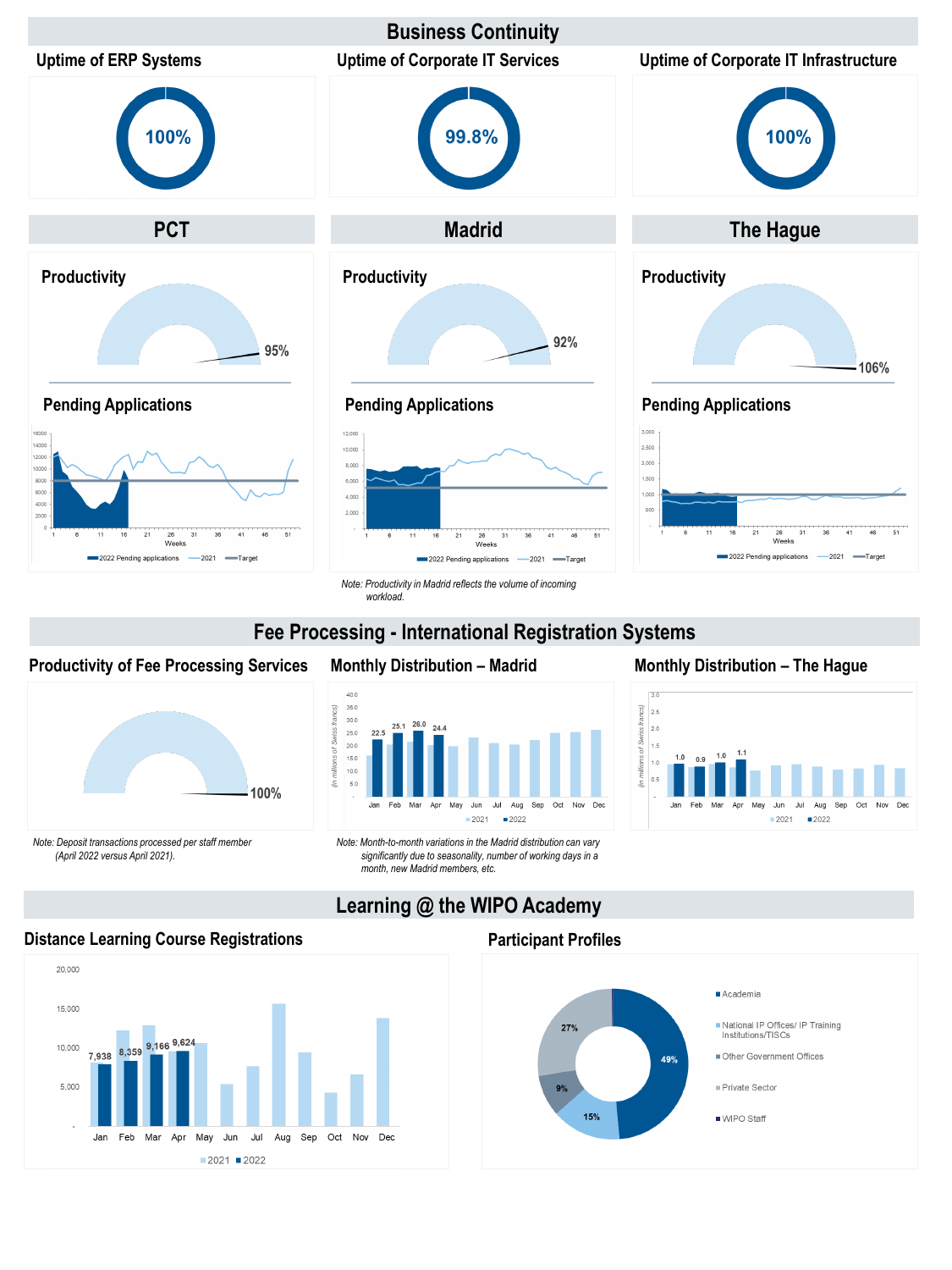## Business Continuity

### Uptime of ERP Systems

100%

### Uptime of Corporate IT Services

99.8%

### Uptime of Corporate IT Infrastructure

100%

## PCT

### Productivity

95%

### Pending Applications

16000
14000
12000
10000
8000
6000
4000
2000
0

1 6 11 16 21 26 31 36 41 46 51

Weeks

2022 Pending applications — 2021 — Target

## Madrid

### Productivity

92%

### Pending Applications

12,000
10,000
8,000
6,000
4,000
2,000
-

1 6 11 16 21 26 31 36 41 46 51

Weeks

2022 Pending applications — 2021 — Target

*Note: Productivity in Madrid reflects the volume of incoming workload.*

## The Hague

### Productivity

106%

### Pending Applications

3,000
2,500
2,000
1,500
1,000
500
-

1 6 11 16 21 26 31 36 41 46 51

Weeks

2022 Pending applications — 2021 — Target

## Fee Processing - International Registration Systems

### Productivity of Fee Processing Services

100%

*Note: Deposit transactions processed per staff member (April 2022 versus April 2021).*

### Monthly Distribution – Madrid

(in millions of Swiss francs)

40.0
35.0
30.0
25.0
20.0
15.0
10.0
5.0
-

22.5 25.1 26.0 24.4

Jan Feb Mar Apr May Jun Jul Aug Sep Oct Nov Dec

2021 2022

*Note: Month-to-month variations in the Madrid distribution can vary significantly due to seasonality, number of working days in a month, new Madrid members, etc.*

### Monthly Distribution – The Hague

(in millions of Swiss francs)

3.0
2.5
2.0
1.5
1.0
0.5
-

1.0 0.9 1.0 1.1

Jan Feb Mar Apr May Jun Jul Aug Sep Oct Nov Dec

2021 2022

## Learning @ the WIPO Academy

### Distance Learning Course Registrations

20,000
15,000
10,000
5,000
-

7,938 8,359 9,166 9,624

Jan Feb Mar Apr May Jun Jul Aug Sep Oct Nov Dec

2021 2022

### Participant Profiles

49%
15%
9%
27%

- Academia
- National IP Offices/ IP Training Institutions/TISCs
- Other Government Offices
- Private Sector
- WIPO Staff